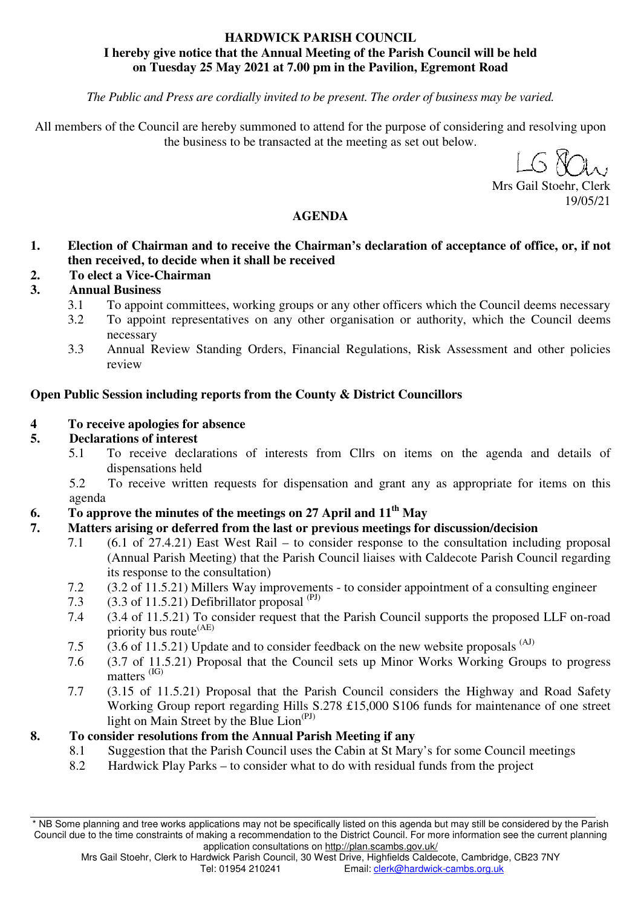**HARDWICK PARISH COUNCIL**
**I hereby give notice that the Annual Meeting of the Parish Council will be held on Tuesday 25 May 2021 at 7.00 pm in the Pavilion, Egremont Road**

*The Public and Press are cordially invited to be present. The order of business may be varied.*

All members of the Council are hereby summoned to attend for the purpose of considering and resolving upon the business to be transacted at the meeting as set out below.

Mrs Gail Stoehr, Clerk
19/05/21

## AGENDA

1. **Election of Chairman and to receive the Chairman's declaration of acceptance of office, or, if not then received, to decide when it shall be received**
2. **To elect a Vice-Chairman**
3. **Annual Business**
   - 3.1 To appoint committees, working groups or any other officers which the Council deems necessary
   - 3.2 To appoint representatives on any other organisation or authority, which the Council deems necessary
   - 3.3 Annual Review Standing Orders, Financial Regulations, Risk Assessment and other policies review

**Open Public Session including reports from the County & District Councillors**

4. **To receive apologies for absence**
5. **Declarations of interest**
   - 5.1 To receive declarations of interests from Cllrs on items on the agenda and details of dispensations held
   - 5.2 To receive written requests for dispensation and grant any as appropriate for items on this agenda
6. **To approve the minutes of the meetings on 27 April and 11th May**
7. **Matters arising or deferred from the last or previous meetings for discussion/decision**
   - 7.1 (6.1 of 27.4.21) East West Rail – to consider response to the consultation including proposal (Annual Parish Meeting) that the Parish Council liaises with Caldecote Parish Council regarding its response to the consultation)
   - 7.2 (3.2 of 11.5.21) Millers Way improvements - to consider appointment of a consulting engineer
   - 7.3 (3.3 of 11.5.21) Defibrillator proposal (PJ)
   - 7.4 (3.4 of 11.5.21) To consider request that the Parish Council supports the proposed LLF on-road priority bus route(AE)
   - 7.5 (3.6 of 11.5.21) Update and to consider feedback on the new website proposals (AJ)
   - 7.6 (3.7 of 11.5.21) Proposal that the Council sets up Minor Works Working Groups to progress matters (IG)
   - 7.7 (3.15 of 11.5.21) Proposal that the Parish Council considers the Highway and Road Safety Working Group report regarding Hills S.278 £15,000 S106 funds for maintenance of one street light on Main Street by the Blue Lion(PJ)
8. **To consider resolutions from the Annual Parish Meeting if any**
   - 8.1 Suggestion that the Parish Council uses the Cabin at St Mary's for some Council meetings
   - 8.2 Hardwick Play Parks – to consider what to do with residual funds from the project

---

\* NB Some planning and tree works applications may not be specifically listed on this agenda but may still be considered by the Parish Council due to the time constraints of making a recommendation to the District Council. For more information see the current planning application consultations on http://plan.scambs.gov.uk/

Mrs Gail Stoehr, Clerk to Hardwick Parish Council, 30 West Drive, Highfields Caldecote, Cambridge, CB23 7NY
Tel: 01954 210241 Email: clerk@hardwick-cambs.org.uk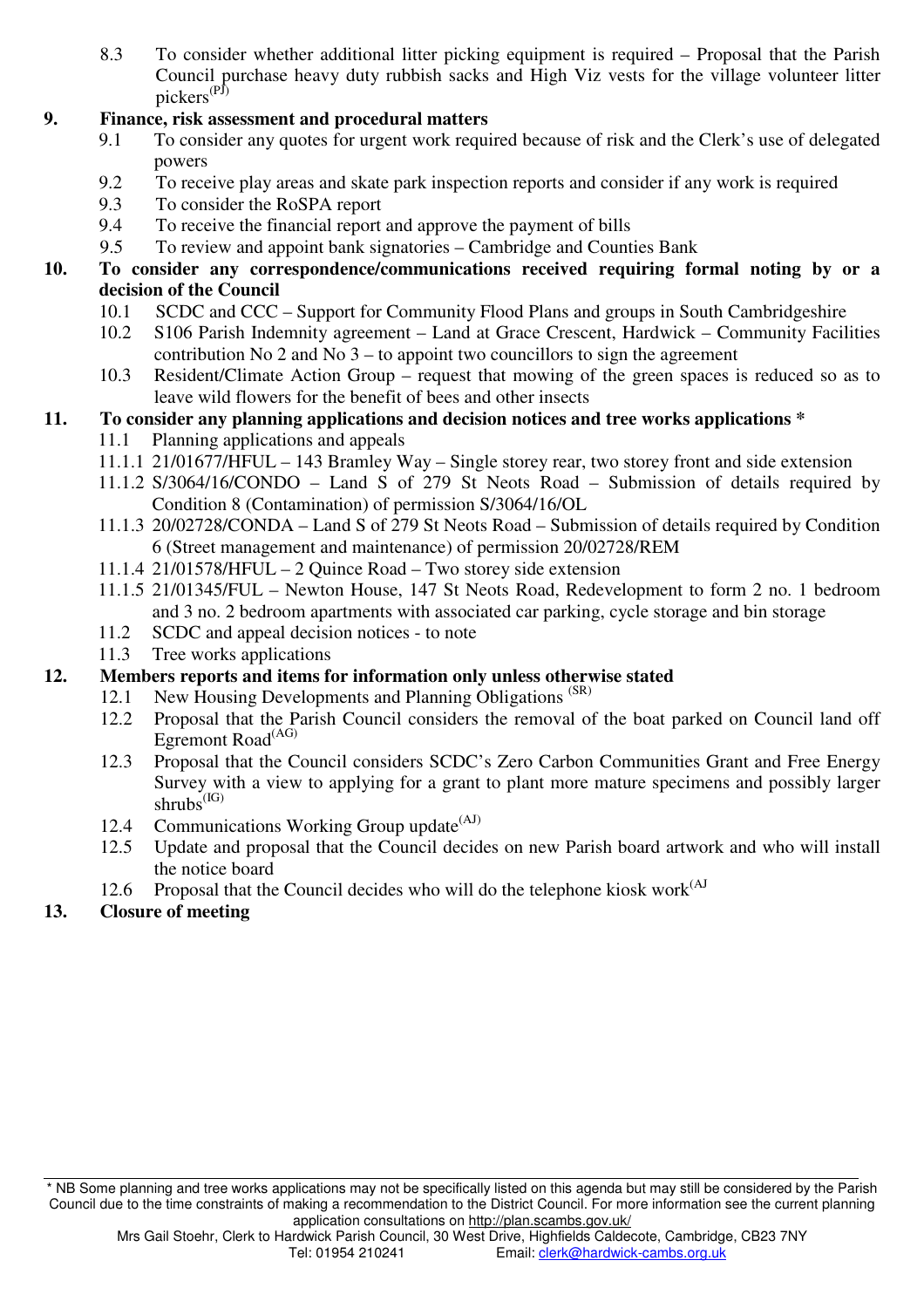8.3 To consider whether additional litter picking equipment is required – Proposal that the Parish Council purchase heavy duty rubbish sacks and High Viz vests for the village volunteer litter pickers[(PJ)]

**9. Finance, risk assessment and procedural matters**

9.1 To consider any quotes for urgent work required because of risk and the Clerk's use of delegated powers

9.2 To receive play areas and skate park inspection reports and consider if any work is required

9.3 To consider the RoSPA report

9.4 To receive the financial report and approve the payment of bills

9.5 To review and appoint bank signatories – Cambridge and Counties Bank

**10. To consider any correspondence/communications received requiring formal noting by or a decision of the Council**

10.1 SCDC and CCC – Support for Community Flood Plans and groups in South Cambridgeshire

10.2 S106 Parish Indemnity agreement – Land at Grace Crescent, Hardwick – Community Facilities contribution No 2 and No 3 – to appoint two councillors to sign the agreement

10.3 Resident/Climate Action Group – request that mowing of the green spaces is reduced so as to leave wild flowers for the benefit of bees and other insects

**11. To consider any planning applications and decision notices and tree works applications ***

11.1 Planning applications and appeals

11.1.1 21/01677/HFUL – 143 Bramley Way – Single storey rear, two storey front and side extension

11.1.2 S/3064/16/CONDO – Land S of 279 St Neots Road – Submission of details required by Condition 8 (Contamination) of permission S/3064/16/OL

11.1.3 20/02728/CONDA – Land S of 279 St Neots Road – Submission of details required by Condition 6 (Street management and maintenance) of permission 20/02728/REM

11.1.4 21/01578/HFUL – 2 Quince Road – Two storey side extension

11.1.5 21/01345/FUL – Newton House, 147 St Neots Road, Redevelopment to form 2 no. 1 bedroom and 3 no. 2 bedroom apartments with associated car parking, cycle storage and bin storage

11.2 SCDC and appeal decision notices - to note

11.3 Tree works applications

**12. Members reports and items for information only unless otherwise stated**

12.1 New Housing Developments and Planning Obligations [(SR)]

12.2 Proposal that the Parish Council considers the removal of the boat parked on Council land off Egremont Road[(AG)]

12.3 Proposal that the Council considers SCDC's Zero Carbon Communities Grant and Free Energy Survey with a view to applying for a grant to plant more mature specimens and possibly larger shrubs[(IG)]

12.4 Communications Working Group update[(AJ)]

12.5 Update and proposal that the Council decides on new Parish board artwork and who will install the notice board

12.6 Proposal that the Council decides who will do the telephone kiosk work[(AJ]

**13. Closure of meeting**

---

* NB Some planning and tree works applications may not be specifically listed on this agenda but may still be considered by the Parish Council due to the time constraints of making a recommendation to the District Council. For more information see the current planning application consultations on http://plan.scambs.gov.uk/

Mrs Gail Stoehr, Clerk to Hardwick Parish Council, 30 West Drive, Highfields Caldecote, Cambridge, CB23 7NY
Tel: 01954 210241 Email: clerk@hardwick-cambs.org.uk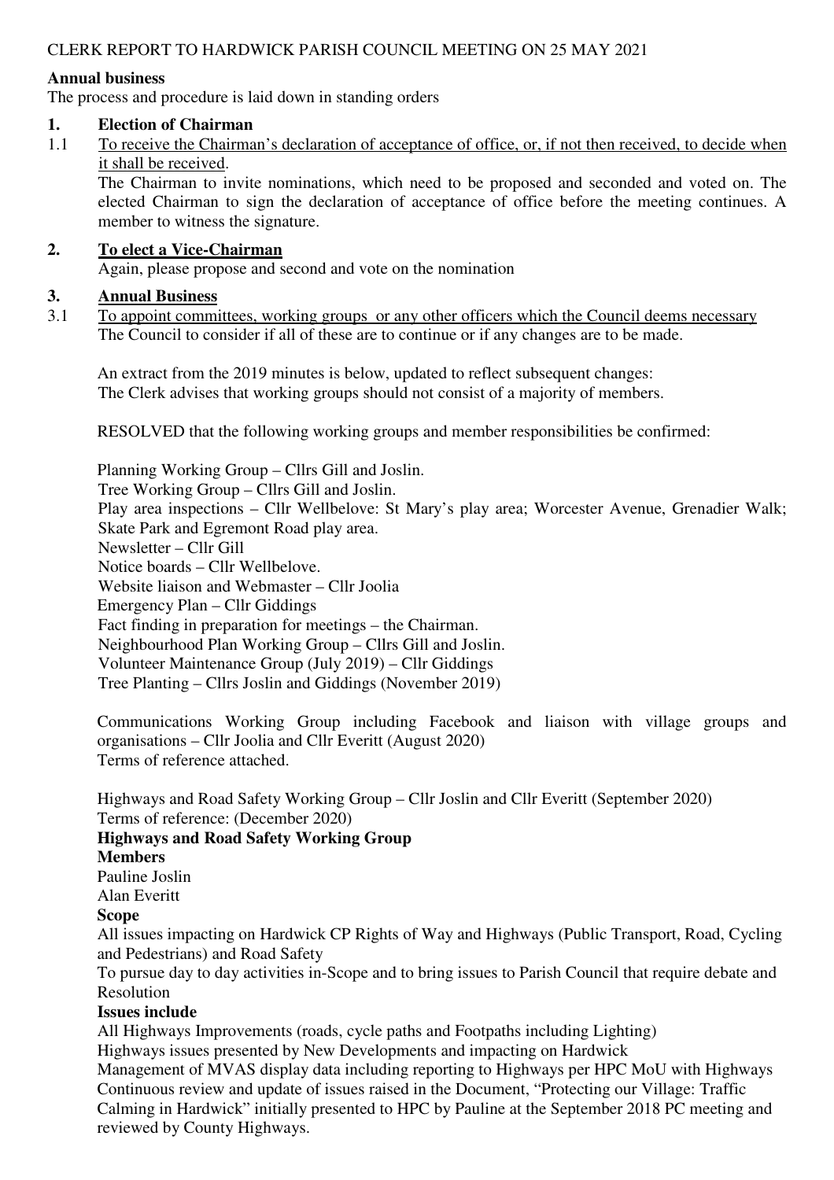CLERK REPORT TO HARDWICK PARISH COUNCIL MEETING ON 25 MAY 2021

**Annual business**

The process and procedure is laid down in standing orders

## 1. Election of Chairman

1.1 <u>To receive the Chairman's declaration of acceptance of office, or, if not then received, to decide when it shall be received</u>.

The Chairman to invite nominations, which need to be proposed and seconded and voted on. The elected Chairman to sign the declaration of acceptance of office before the meeting continues. A member to witness the signature.

## 2. <u>To elect a Vice-Chairman</u>

Again, please propose and second and vote on the nomination

## 3. <u>Annual Business</u>

3.1 <u>To appoint committees, working groups or any other officers which the Council deems necessary</u>

The Council to consider if all of these are to continue or if any changes are to be made.

An extract from the 2019 minutes is below, updated to reflect subsequent changes:
The Clerk advises that working groups should not consist of a majority of members.

RESOLVED that the following working groups and member responsibilities be confirmed:

Planning Working Group – Cllrs Gill and Joslin.
Tree Working Group – Cllrs Gill and Joslin.
Play area inspections – Cllr Wellbelove: St Mary's play area; Worcester Avenue, Grenadier Walk; Skate Park and Egremont Road play area.
Newsletter – Cllr Gill
Notice boards – Cllr Wellbelove.
Website liaison and Webmaster – Cllr Joolia
Emergency Plan – Cllr Giddings
Fact finding in preparation for meetings – the Chairman.
Neighbourhood Plan Working Group – Cllrs Gill and Joslin.
Volunteer Maintenance Group (July 2019) – Cllr Giddings
Tree Planting – Cllrs Joslin and Giddings (November 2019)

Communications Working Group including Facebook and liaison with village groups and organisations – Cllr Joolia and Cllr Everitt (August 2020)
Terms of reference attached.

Highways and Road Safety Working Group – Cllr Joslin and Cllr Everitt (September 2020)
Terms of reference: (December 2020)

**Highways and Road Safety Working Group**

**Members**

Pauline Joslin
Alan Everitt

**Scope**

All issues impacting on Hardwick CP Rights of Way and Highways (Public Transport, Road, Cycling and Pedestrians) and Road Safety
To pursue day to day activities in-Scope and to bring issues to Parish Council that require debate and Resolution

**Issues include**

All Highways Improvements (roads, cycle paths and Footpaths including Lighting)
Highways issues presented by New Developments and impacting on Hardwick
Management of MVAS display data including reporting to Highways per HPC MoU with Highways
Continuous review and update of issues raised in the Document, "Protecting our Village: Traffic Calming in Hardwick" initially presented to HPC by Pauline at the September 2018 PC meeting and reviewed by County Highways.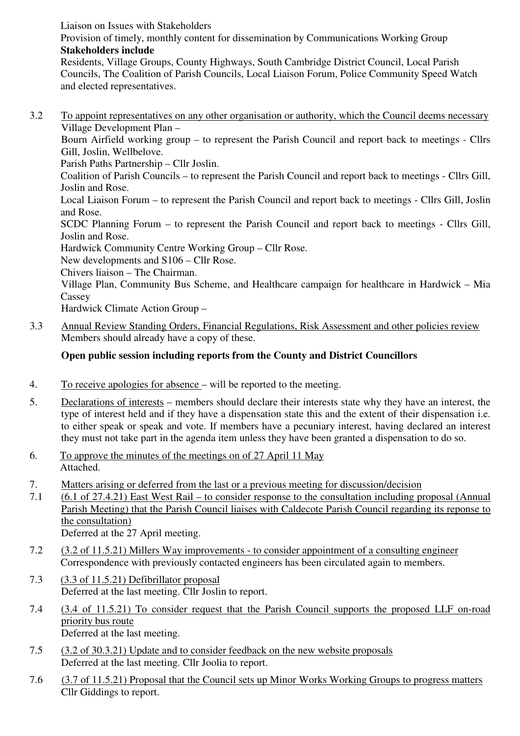Liaison on Issues with Stakeholders

Provision of timely, monthly content for dissemination by Communications Working Group

**Stakeholders include**

Residents, Village Groups, County Highways, South Cambridge District Council, Local Parish Councils, The Coalition of Parish Councils, Local Liaison Forum, Police Community Speed Watch and elected representatives.

3.2 To appoint representatives on any other organisation or authority, which the Council deems necessary

Village Development Plan –

Bourn Airfield working group – to represent the Parish Council and report back to meetings - Cllrs Gill, Joslin, Wellbelove.

Parish Paths Partnership – Cllr Joslin.

Coalition of Parish Councils – to represent the Parish Council and report back to meetings - Cllrs Gill, Joslin and Rose.

Local Liaison Forum – to represent the Parish Council and report back to meetings - Cllrs Gill, Joslin and Rose.

SCDC Planning Forum – to represent the Parish Council and report back to meetings - Cllrs Gill, Joslin and Rose.

Hardwick Community Centre Working Group – Cllr Rose.

New developments and S106 – Cllr Rose.

Chivers liaison – The Chairman.

Village Plan, Community Bus Scheme, and Healthcare campaign for healthcare in Hardwick – Mia Cassey

Hardwick Climate Action Group –

3.3 Annual Review Standing Orders, Financial Regulations, Risk Assessment and other policies review

Members should already have a copy of these.

**Open public session including reports from the County and District Councillors**

4. To receive apologies for absence – will be reported to the meeting.

5. Declarations of interests – members should declare their interests state why they have an interest, the type of interest held and if they have a dispensation state this and the extent of their dispensation i.e. to either speak or speak and vote. If members have a pecuniary interest, having declared an interest they must not take part in the agenda item unless they have been granted a dispensation to do so.

6. To approve the minutes of the meetings on of 27 April 11 May

Attached.

7. Matters arising or deferred from the last or a previous meeting for discussion/decision

7.1 (6.1 of 27.4.21) East West Rail – to consider response to the consultation including proposal (Annual Parish Meeting) that the Parish Council liaises with Caldecote Parish Council regarding its reponse to the consultation)

Deferred at the 27 April meeting.

7.2 (3.2 of 11.5.21) Millers Way improvements - to consider appointment of a consulting engineer

Correspondence with previously contacted engineers has been circulated again to members.

7.3 (3.3 of 11.5.21) Defibrillator proposal

Deferred at the last meeting. Cllr Joslin to report.

7.4 (3.4 of 11.5.21) To consider request that the Parish Council supports the proposed LLF on-road priority bus route

Deferred at the last meeting.

7.5 (3.2 of 30.3.21) Update and to consider feedback on the new website proposals

Deferred at the last meeting. Cllr Joolia to report.

7.6 (3.7 of 11.5.21) Proposal that the Council sets up Minor Works Working Groups to progress matters

Cllr Giddings to report.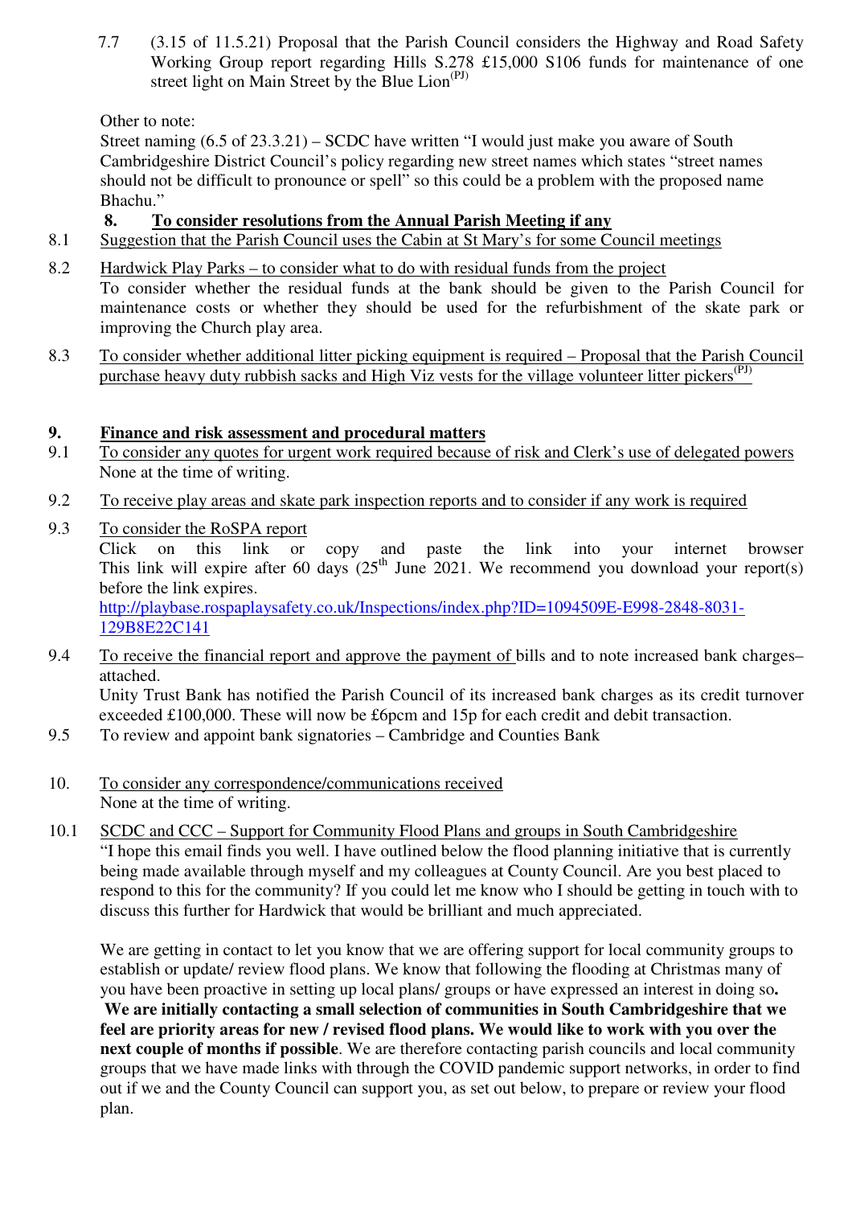7.7 (3.15 of 11.5.21) Proposal that the Parish Council considers the Highway and Road Safety Working Group report regarding Hills S.278 £15,000 S106 funds for maintenance of one street light on Main Street by the Blue Lion(PJ)

Other to note:
Street naming (6.5 of 23.3.21) – SCDC have written "I would just make you aware of South Cambridgeshire District Council's policy regarding new street names which states "street names should not be difficult to pronounce or spell" so this could be a problem with the proposed name Bhachu."

## 8. To consider resolutions from the Annual Parish Meeting if any

8.1 Suggestion that the Parish Council uses the Cabin at St Mary's for some Council meetings

8.2 Hardwick Play Parks – to consider what to do with residual funds from the project
To consider whether the residual funds at the bank should be given to the Parish Council for maintenance costs or whether they should be used for the refurbishment of the skate park or improving the Church play area.

8.3 To consider whether additional litter picking equipment is required – Proposal that the Parish Council purchase heavy duty rubbish sacks and High Viz vests for the village volunteer litter pickers(PJ)

## 9. Finance and risk assessment and procedural matters

9.1 To consider any quotes for urgent work required because of risk and Clerk's use of delegated powers
None at the time of writing.

9.2 To receive play areas and skate park inspection reports and to consider if any work is required

9.3 To consider the RoSPA report
Click on this link or copy and paste the link into your internet browser
This link will expire after 60 days (25th June 2021. We recommend you download your report(s) before the link expires.
http://playbase.rospaplaysafety.co.uk/Inspections/index.php?ID=1094509E-E998-2848-8031-129B8E22C141

9.4 To receive the financial report and approve the payment of bills and to note increased bank charges– attached.
Unity Trust Bank has notified the Parish Council of its increased bank charges as its credit turnover exceeded £100,000. These will now be £6pcm and 15p for each credit and debit transaction.

9.5 To review and appoint bank signatories – Cambridge and Counties Bank

10. To consider any correspondence/communications received
None at the time of writing.

10.1 SCDC and CCC – Support for Community Flood Plans and groups in South Cambridgeshire
"I hope this email finds you well. I have outlined below the flood planning initiative that is currently being made available through myself and my colleagues at County Council. Are you best placed to respond to this for the community? If you could let me know who I should be getting in touch with to discuss this further for Hardwick that would be brilliant and much appreciated.

We are getting in contact to let you know that we are offering support for local community groups to establish or update/ review flood plans. We know that following the flooding at Christmas many of you have been proactive in setting up local plans/ groups or have expressed an interest in doing so**.** **We are initially contacting a small selection of communities in South Cambridgeshire that we feel are priority areas for new / revised flood plans. We would like to work with you over the next couple of months if possible**. We are therefore contacting parish councils and local community groups that we have made links with through the COVID pandemic support networks, in order to find out if we and the County Council can support you, as set out below, to prepare or review your flood plan.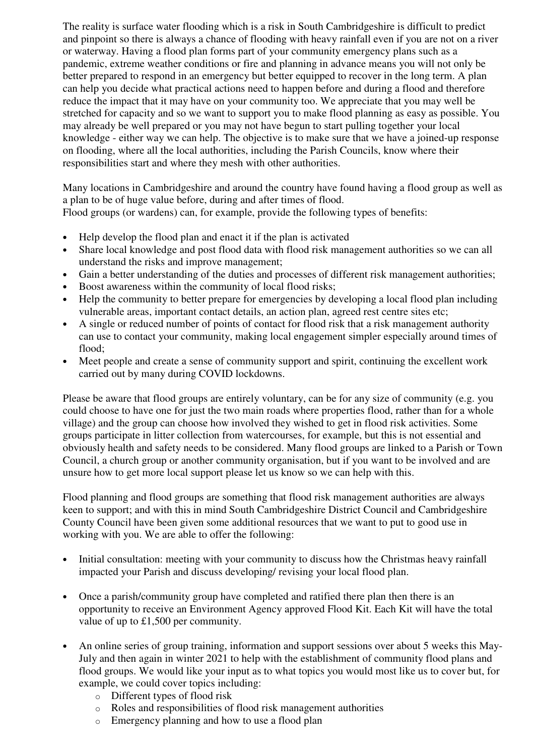The reality is surface water flooding which is a risk in South Cambridgeshire is difficult to predict and pinpoint so there is always a chance of flooding with heavy rainfall even if you are not on a river or waterway. Having a flood plan forms part of your community emergency plans such as a pandemic, extreme weather conditions or fire and planning in advance means you will not only be better prepared to respond in an emergency but better equipped to recover in the long term. A plan can help you decide what practical actions need to happen before and during a flood and therefore reduce the impact that it may have on your community too. We appreciate that you may well be stretched for capacity and so we want to support you to make flood planning as easy as possible. You may already be well prepared or you may not have begun to start pulling together your local knowledge - either way we can help. The objective is to make sure that we have a joined-up response on flooding, where all the local authorities, including the Parish Councils, know where their responsibilities start and where they mesh with other authorities.

Many locations in Cambridgeshire and around the country have found having a flood group as well as a plan to be of huge value before, during and after times of flood.
Flood groups (or wardens) can, for example, provide the following types of benefits:

- Help develop the flood plan and enact it if the plan is activated
- Share local knowledge and post flood data with flood risk management authorities so we can all understand the risks and improve management;
- Gain a better understanding of the duties and processes of different risk management authorities;
- Boost awareness within the community of local flood risks;
- Help the community to better prepare for emergencies by developing a local flood plan including vulnerable areas, important contact details, an action plan, agreed rest centre sites etc;
- A single or reduced number of points of contact for flood risk that a risk management authority can use to contact your community, making local engagement simpler especially around times of flood;
- Meet people and create a sense of community support and spirit, continuing the excellent work carried out by many during COVID lockdowns.

Please be aware that flood groups are entirely voluntary, can be for any size of community (e.g. you could choose to have one for just the two main roads where properties flood, rather than for a whole village) and the group can choose how involved they wished to get in flood risk activities. Some groups participate in litter collection from watercourses, for example, but this is not essential and obviously health and safety needs to be considered. Many flood groups are linked to a Parish or Town Council, a church group or another community organisation, but if you want to be involved and are unsure how to get more local support please let us know so we can help with this.

Flood planning and flood groups are something that flood risk management authorities are always keen to support; and with this in mind South Cambridgeshire District Council and Cambridgeshire County Council have been given some additional resources that we want to put to good use in working with you. We are able to offer the following:

- Initial consultation: meeting with your community to discuss how the Christmas heavy rainfall impacted your Parish and discuss developing/ revising your local flood plan.

- Once a parish/community group have completed and ratified there plan then there is an opportunity to receive an Environment Agency approved Flood Kit. Each Kit will have the total value of up to £1,500 per community.

- An online series of group training, information and support sessions over about 5 weeks this May-July and then again in winter 2021 to help with the establishment of community flood plans and flood groups. We would like your input as to what topics you would most like us to cover but, for example, we could cover topics including:
  - Different types of flood risk
  - Roles and responsibilities of flood risk management authorities
  - Emergency planning and how to use a flood plan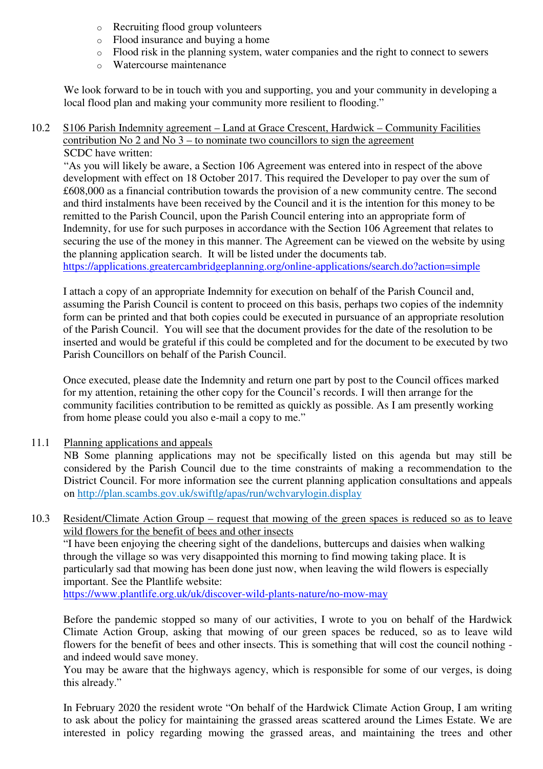- Recruiting flood group volunteers
- Flood insurance and buying a home
- Flood risk in the planning system, water companies and the right to connect to sewers
- Watercourse maintenance

We look forward to be in touch with you and supporting, you and your community in developing a local flood plan and making your community more resilient to flooding."

10.2 <u>S106 Parish Indemnity agreement – Land at Grace Crescent, Hardwick – Community Facilities contribution No 2 and No 3 – to nominate two councillors to sign the agreement</u>

SCDC have written:

"As you will likely be aware, a Section 106 Agreement was entered into in respect of the above development with effect on 18 October 2017. This required the Developer to pay over the sum of £608,000 as a financial contribution towards the provision of a new community centre. The second and third instalments have been received by the Council and it is the intention for this money to be remitted to the Parish Council, upon the Parish Council entering into an appropriate form of Indemnity, for use for such purposes in accordance with the Section 106 Agreement that relates to securing the use of the money in this manner. The Agreement can be viewed on the website by using the planning application search. It will be listed under the documents tab.
https://applications.greatercambridgeplanning.org/online-applications/search.do?action=simple

I attach a copy of an appropriate Indemnity for execution on behalf of the Parish Council and, assuming the Parish Council is content to proceed on this basis, perhaps two copies of the indemnity form can be printed and that both copies could be executed in pursuance of an appropriate resolution of the Parish Council. You will see that the document provides for the date of the resolution to be inserted and would be grateful if this could be completed and for the document to be executed by two Parish Councillors on behalf of the Parish Council.

Once executed, please date the Indemnity and return one part by post to the Council offices marked for my attention, retaining the other copy for the Council's records. I will then arrange for the community facilities contribution to be remitted as quickly as possible. As I am presently working from home please could you also e-mail a copy to me."

11.1 <u>Planning applications and appeals</u>

NB Some planning applications may not be specifically listed on this agenda but may still be considered by the Parish Council due to the time constraints of making a recommendation to the District Council. For more information see the current planning application consultations and appeals on http://plan.scambs.gov.uk/swiftlg/apas/run/wchvarylogin.display

10.3 <u>Resident/Climate Action Group – request that mowing of the green spaces is reduced so as to leave wild flowers for the benefit of bees and other insects</u>

"I have been enjoying the cheering sight of the dandelions, buttercups and daisies when walking through the village so was very disappointed this morning to find mowing taking place. It is particularly sad that mowing has been done just now, when leaving the wild flowers is especially important. See the Plantlife website:
https://www.plantlife.org.uk/uk/discover-wild-plants-nature/no-mow-may

Before the pandemic stopped so many of our activities, I wrote to you on behalf of the Hardwick Climate Action Group, asking that mowing of our green spaces be reduced, so as to leave wild flowers for the benefit of bees and other insects. This is something that will cost the council nothing - and indeed would save money.
You may be aware that the highways agency, which is responsible for some of our verges, is doing this already."

In February 2020 the resident wrote "On behalf of the Hardwick Climate Action Group, I am writing to ask about the policy for maintaining the grassed areas scattered around the Limes Estate. We are interested in policy regarding mowing the grassed areas, and maintaining the trees and other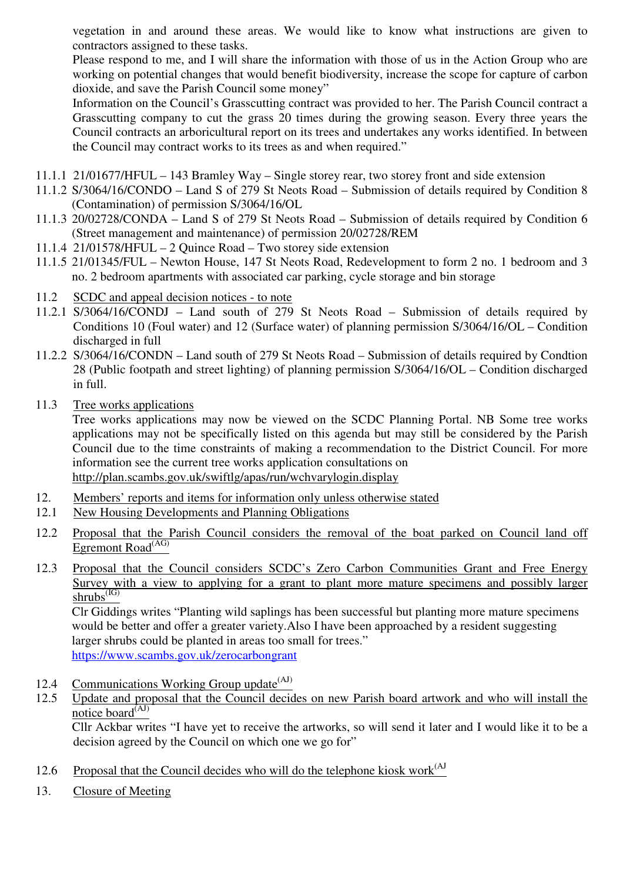vegetation in and around these areas. We would like to know what instructions are given to contractors assigned to these tasks.

Please respond to me, and I will share the information with those of us in the Action Group who are working on potential changes that would benefit biodiversity, increase the scope for capture of carbon dioxide, and save the Parish Council some money"

Information on the Council's Grasscutting contract was provided to her. The Parish Council contract a Grasscutting company to cut the grass 20 times during the growing season. Every three years the Council contracts an arboricultural report on its trees and undertakes any works identified. In between the Council may contract works to its trees as and when required."

11.1.1 21/01677/HFUL – 143 Bramley Way – Single storey rear, two storey front and side extension

11.1.2 S/3064/16/CONDO – Land S of 279 St Neots Road – Submission of details required by Condition 8 (Contamination) of permission S/3064/16/OL

11.1.3 20/02728/CONDA – Land S of 279 St Neots Road – Submission of details required by Condition 6 (Street management and maintenance) of permission 20/02728/REM

11.1.4 21/01578/HFUL – 2 Quince Road – Two storey side extension

11.1.5 21/01345/FUL – Newton House, 147 St Neots Road, Redevelopment to form 2 no. 1 bedroom and 3 no. 2 bedroom apartments with associated car parking, cycle storage and bin storage

11.2 <u>SCDC and appeal decision notices - to note</u>

11.2.1 S/3064/16/CONDJ – Land south of 279 St Neots Road – Submission of details required by Conditions 10 (Foul water) and 12 (Surface water) of planning permission S/3064/16/OL – Condition discharged in full

11.2.2 S/3064/16/CONDN – Land south of 279 St Neots Road – Submission of details required by Condtion 28 (Public footpath and street lighting) of planning permission S/3064/16/OL – Condition discharged in full.

11.3 <u>Tree works applications</u>

Tree works applications may now be viewed on the SCDC Planning Portal. NB Some tree works applications may not be specifically listed on this agenda but may still be considered by the Parish Council due to the time constraints of making a recommendation to the District Council. For more information see the current tree works application consultations on http://plan.scambs.gov.uk/swiftlg/apas/run/wchvarylogin.display

12. <u>Members' reports and items for information only unless otherwise stated</u>

12.1 <u>New Housing Developments and Planning Obligations</u>

12.2 <u>Proposal that the Parish Council considers the removal of the boat parked on Council land off Egremont Road</u>(AG)

12.3 <u>Proposal that the Council considers SCDC's Zero Carbon Communities Grant and Free Energy Survey with a view to applying for a grant to plant more mature specimens and possibly larger shrubs</u>(IG)

Clr Giddings writes "Planting wild saplings has been successful but planting more mature specimens would be better and offer a greater variety.Also I have been approached by a resident suggesting larger shrubs could be planted in areas too small for trees."

https://www.scambs.gov.uk/zerocarbongrant

12.4 <u>Communications Working Group update</u>(AJ)

12.5 <u>Update and proposal that the Council decides on new Parish board artwork and who will install the notice board</u>(AJ)

Cllr Ackbar writes "I have yet to receive the artworks, so will send it later and I would like it to be a decision agreed by the Council on which one we go for"

12.6 <u>Proposal that the Council decides who will do the telephone kiosk work</u>(AJ

13. <u>Closure of Meeting</u>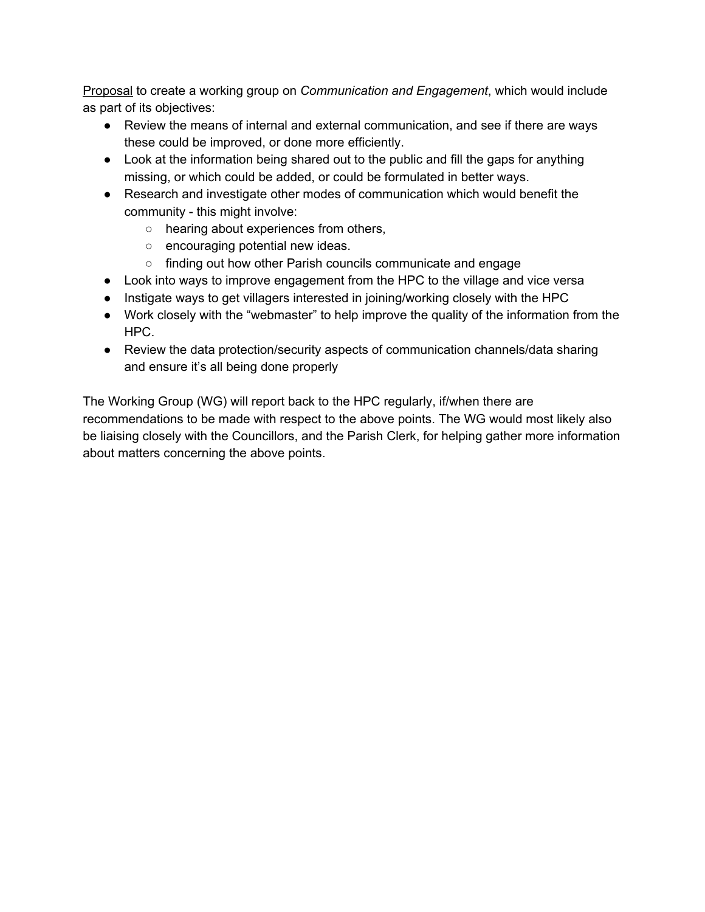<u>Proposal</u> to create a working group on *Communication and Engagement*, which would include as part of its objectives:

- Review the means of internal and external communication, and see if there are ways these could be improved, or done more efficiently.
- Look at the information being shared out to the public and fill the gaps for anything missing, or which could be added, or could be formulated in better ways.
- Research and investigate other modes of communication which would benefit the community - this might involve:
  - hearing about experiences from others,
  - encouraging potential new ideas.
  - finding out how other Parish councils communicate and engage
- Look into ways to improve engagement from the HPC to the village and vice versa
- Instigate ways to get villagers interested in joining/working closely with the HPC
- Work closely with the “webmaster” to help improve the quality of the information from the HPC.
- Review the data protection/security aspects of communication channels/data sharing and ensure it’s all being done properly

The Working Group (WG) will report back to the HPC regularly, if/when there are recommendations to be made with respect to the above points. The WG would most likely also be liaising closely with the Councillors, and the Parish Clerk, for helping gather more information about matters concerning the above points.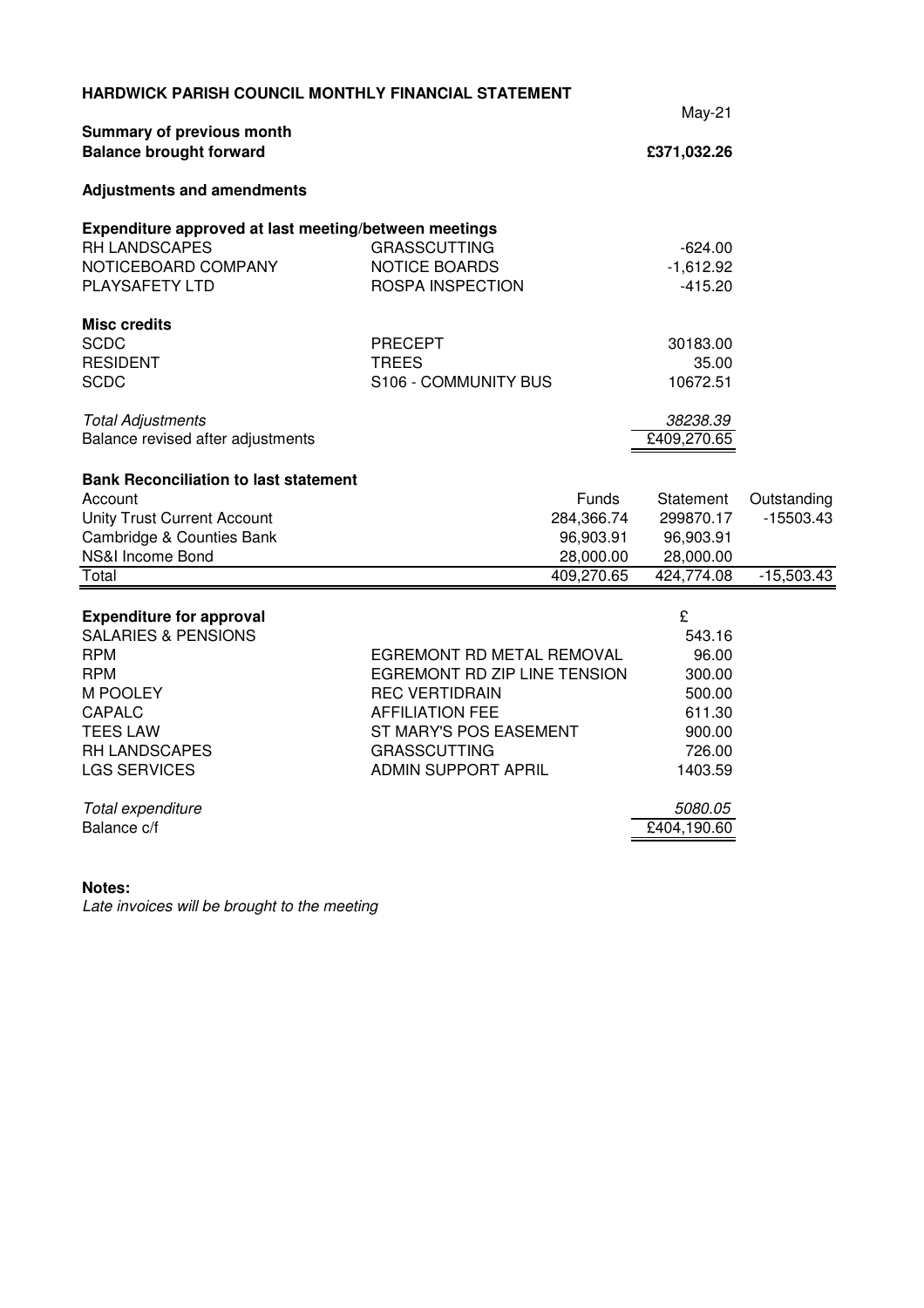# HARDWICK PARISH COUNCIL MONTHLY FINANCIAL STATEMENT

May-21

**Summary of previous month**

| **Balance brought forward** | | **£371,032.26** |
|---|---|---|

**Adjustments and amendments**

**Expenditure approved at last meeting/between meetings**

| | | |
|---|---|---|
| RH LANDSCAPES | GRASSCUTTING | -624.00 |
| NOTICEBOARD COMPANY | NOTICE BOARDS | -1,612.92 |
| PLAYSAFETY LTD | ROSPA INSPECTION | -415.20 |

**Misc credits**

| | | |
|---|---|---|
| SCDC | PRECEPT | 30183.00 |
| RESIDENT | TREES | 35.00 |
| SCDC | S106 - COMMUNITY BUS | 10672.51 |

| | |
|---|---|
| *Total Adjustments* | *38238.39* |
| Balance revised after adjustments | £409,270.65 |

**Bank Reconciliation to last statement**

| Account | Funds | Statement | Outstanding |
|---|---|---|---|
| Unity Trust Current Account | 284,366.74 | 299870.17 | -15503.43 |
| Cambridge & Counties Bank | 96,903.91 | 96,903.91 | |
| NS&I Income Bond | 28,000.00 | 28,000.00 | |
| Total | 409,270.65 | 424,774.08 | -15,503.43 |

| **Expenditure for approval** | | £ |
|---|---|---|
| SALARIES & PENSIONS | | 543.16 |
| RPM | EGREMONT RD METAL REMOVAL | 96.00 |
| RPM | EGREMONT RD ZIP LINE TENSION | 300.00 |
| M POOLEY | REC VERTIDRAIN | 500.00 |
| CAPALC | AFFILIATION FEE | 611.30 |
| TEES LAW | ST MARY'S POS EASEMENT | 900.00 |
| RH LANDSCAPES | GRASSCUTTING | 726.00 |
| LGS SERVICES | ADMIN SUPPORT APRIL | 1403.59 |

| | |
|---|---|
| *Total expenditure* | *5080.05* |
| Balance c/f | £404,190.60 |

**Notes:**

*Late invoices will be brought to the meeting*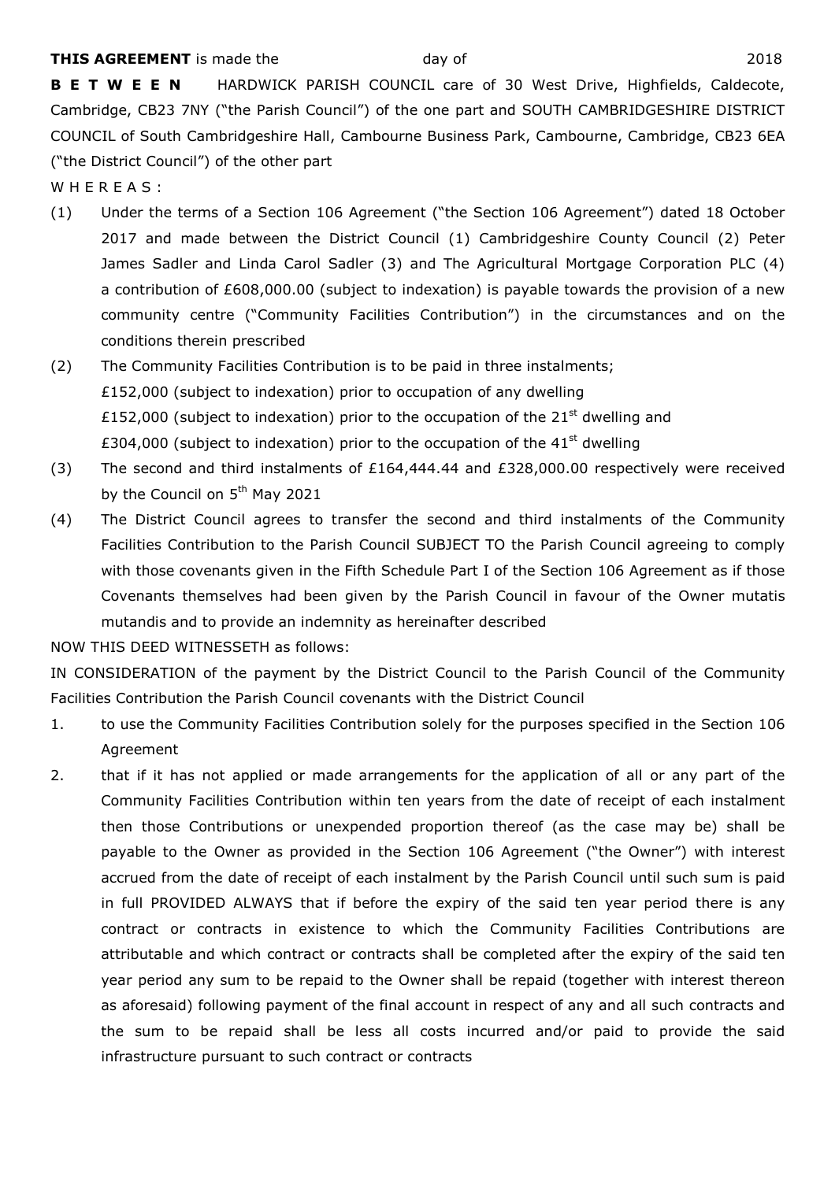**THIS AGREEMENT** is made the day of 2018

**B E T W E E N** HARDWICK PARISH COUNCIL care of 30 West Drive, Highfields, Caldecote, Cambridge, CB23 7NY ("the Parish Council") of the one part and SOUTH CAMBRIDGESHIRE DISTRICT COUNCIL of South Cambridgeshire Hall, Cambourne Business Park, Cambourne, Cambridge, CB23 6EA ("the District Council") of the other part

W H E R E A S :

(1) Under the terms of a Section 106 Agreement ("the Section 106 Agreement") dated 18 October 2017 and made between the District Council (1) Cambridgeshire County Council (2) Peter James Sadler and Linda Carol Sadler (3) and The Agricultural Mortgage Corporation PLC (4) a contribution of £608,000.00 (subject to indexation) is payable towards the provision of a new community centre ("Community Facilities Contribution") in the circumstances and on the conditions therein prescribed

(2) The Community Facilities Contribution is to be paid in three instalments;
£152,000 (subject to indexation) prior to occupation of any dwelling
£152,000 (subject to indexation) prior to the occupation of the 21st dwelling and
£304,000 (subject to indexation) prior to the occupation of the 41st dwelling

(3) The second and third instalments of £164,444.44 and £328,000.00 respectively were received by the Council on 5th May 2021

(4) The District Council agrees to transfer the second and third instalments of the Community Facilities Contribution to the Parish Council SUBJECT TO the Parish Council agreeing to comply with those covenants given in the Fifth Schedule Part I of the Section 106 Agreement as if those Covenants themselves had been given by the Parish Council in favour of the Owner mutatis mutandis and to provide an indemnity as hereinafter described

NOW THIS DEED WITNESSETH as follows:

IN CONSIDERATION of the payment by the District Council to the Parish Council of the Community Facilities Contribution the Parish Council covenants with the District Council

1. to use the Community Facilities Contribution solely for the purposes specified in the Section 106 Agreement

2. that if it has not applied or made arrangements for the application of all or any part of the Community Facilities Contribution within ten years from the date of receipt of each instalment then those Contributions or unexpended proportion thereof (as the case may be) shall be payable to the Owner as provided in the Section 106 Agreement ("the Owner") with interest accrued from the date of receipt of each instalment by the Parish Council until such sum is paid in full PROVIDED ALWAYS that if before the expiry of the said ten year period there is any contract or contracts in existence to which the Community Facilities Contributions are attributable and which contract or contracts shall be completed after the expiry of the said ten year period any sum to be repaid to the Owner shall be repaid (together with interest thereon as aforesaid) following payment of the final account in respect of any and all such contracts and the sum to be repaid shall be less all costs incurred and/or paid to provide the said infrastructure pursuant to such contract or contracts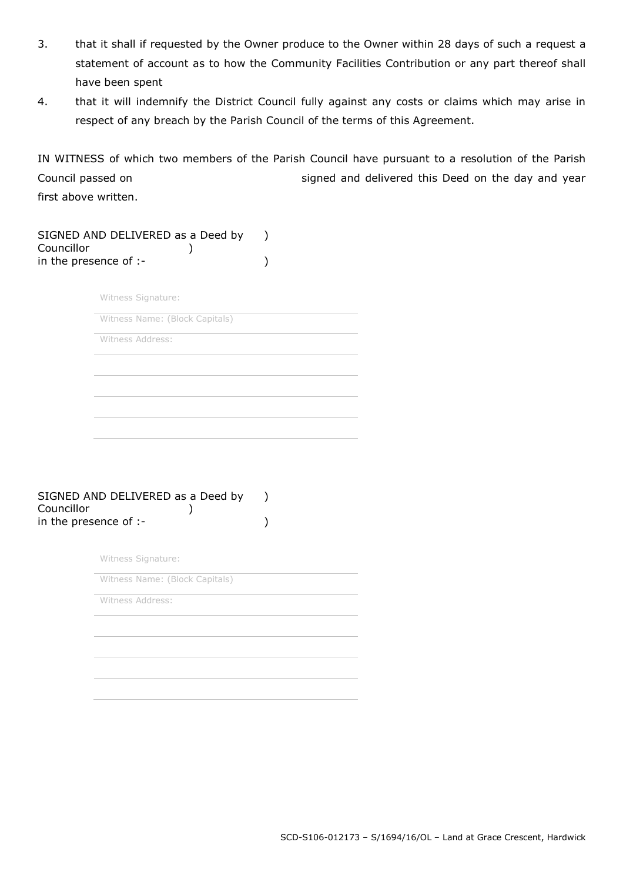3. that it shall if requested by the Owner produce to the Owner within 28 days of such a request a statement of account as to how the Community Facilities Contribution or any part thereof shall have been spent

4. that it will indemnify the District Council fully against any costs or claims which may arise in respect of any breach by the Parish Council of the terms of this Agreement.

IN WITNESS of which two members of the Parish Council have pursuant to a resolution of the Parish Council passed on signed and delivered this Deed on the day and year first above written.

SIGNED AND DELIVERED as a Deed by )
Councillor )
in the presence of :- )

Witness Signature:

Witness Name: (Block Capitals)

Witness Address:

SIGNED AND DELIVERED as a Deed by )
Councillor )
in the presence of :- )

Witness Signature:

Witness Name: (Block Capitals)

Witness Address: